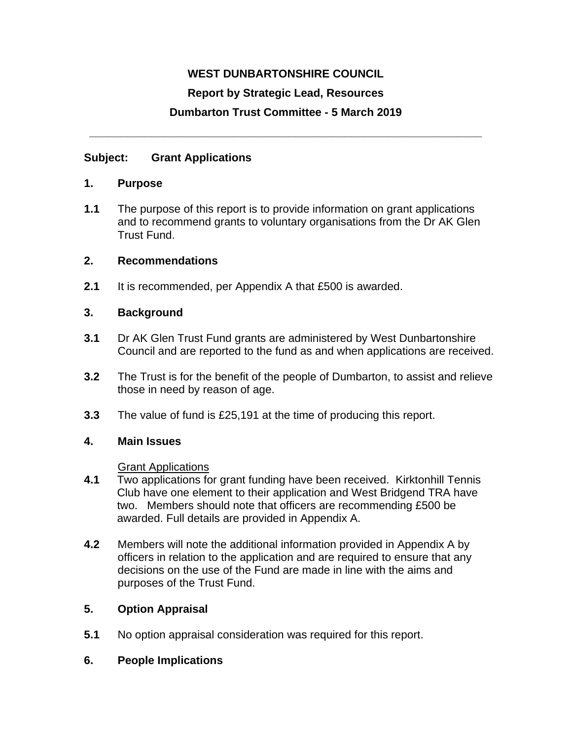**WEST DUNBARTONSHIRE COUNCIL**

**Report by Strategic Lead, Resources**

**Dumbarton Trust Committee - 5 March 2019**

---

**Subject: Grant Applications**

## 1. Purpose

**1.1** The purpose of this report is to provide information on grant applications and to recommend grants to voluntary organisations from the Dr AK Glen Trust Fund.

## 2. Recommendations

**2.1** It is recommended, per Appendix A that £500 is awarded.

## 3. Background

**3.1** Dr AK Glen Trust Fund grants are administered by West Dunbartonshire Council and are reported to the fund as and when applications are received.

**3.2** The Trust is for the benefit of the people of Dumbarton, to assist and relieve those in need by reason of age.

**3.3** The value of fund is £25,191 at the time of producing this report.

## 4. Main Issues

Grant Applications

**4.1** Two applications for grant funding have been received. Kirktonhill Tennis Club have one element to their application and West Bridgend TRA have two. Members should note that officers are recommending £500 be awarded. Full details are provided in Appendix A.

**4.2** Members will note the additional information provided in Appendix A by officers in relation to the application and are required to ensure that any decisions on the use of the Fund are made in line with the aims and purposes of the Trust Fund.

## 5. Option Appraisal

**5.1** No option appraisal consideration was required for this report.

## 6. People Implications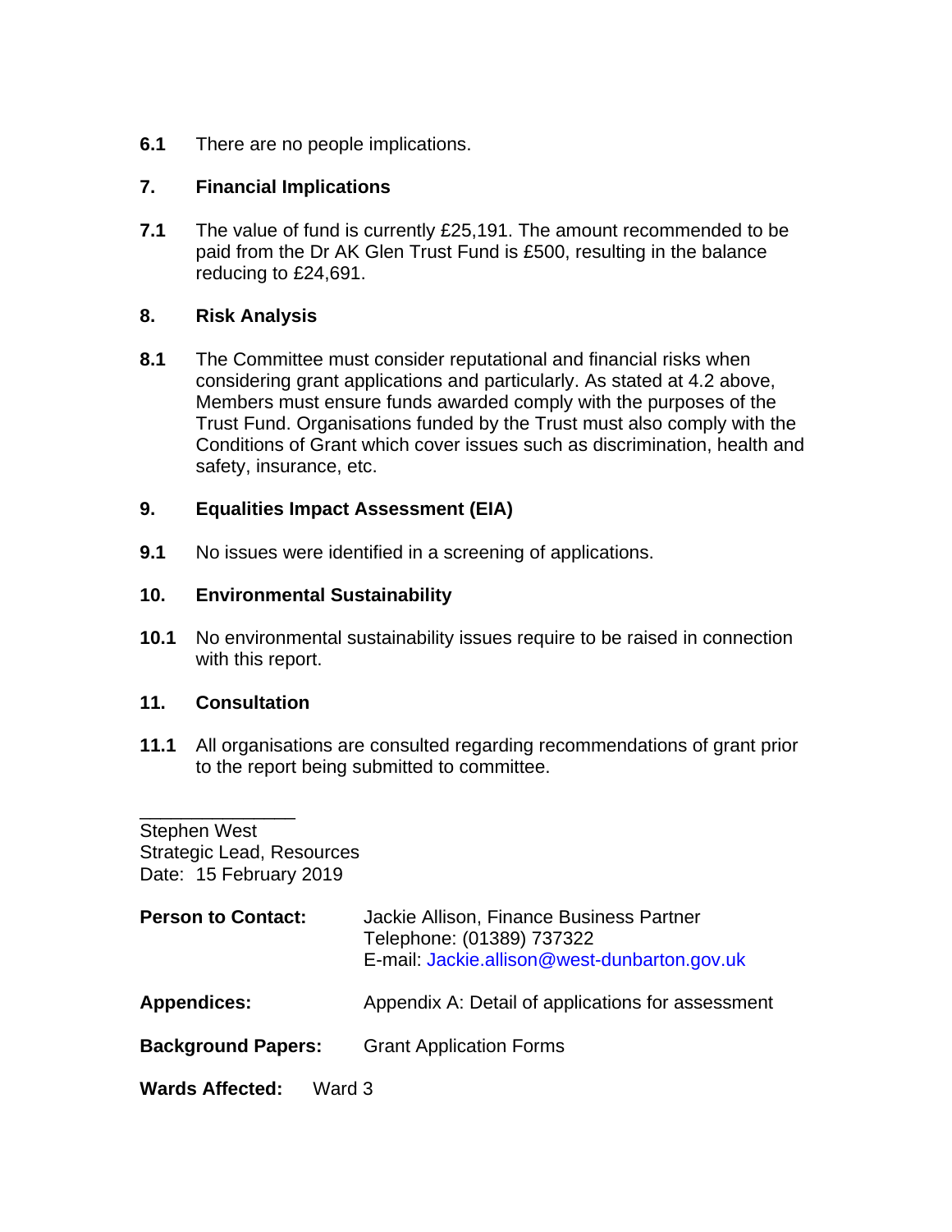**6.1** There are no people implications.

## 7. Financial Implications

**7.1** The value of fund is currently £25,191. The amount recommended to be paid from the Dr AK Glen Trust Fund is £500, resulting in the balance reducing to £24,691.

## 8. Risk Analysis

**8.1** The Committee must consider reputational and financial risks when considering grant applications and particularly. As stated at 4.2 above, Members must ensure funds awarded comply with the purposes of the Trust Fund. Organisations funded by the Trust must also comply with the Conditions of Grant which cover issues such as discrimination, health and safety, insurance, etc.

## 9. Equalities Impact Assessment (EIA)

**9.1** No issues were identified in a screening of applications.

## 10. Environmental Sustainability

**10.1** No environmental sustainability issues require to be raised in connection with this report.

## 11. Consultation

**11.1** All organisations are consulted regarding recommendations of grant prior to the report being submitted to committee.

\_\_\_\_\_\_\_\_\_\_\_\_\_\_\_\_

Stephen West
Strategic Lead, Resources
Date: 15 February 2019

**Person to Contact:** Jackie Allison, Finance Business Partner
Telephone: (01389) 737322
E-mail: Jackie.allison@west-dunbarton.gov.uk

**Appendices:** Appendix A: Detail of applications for assessment

**Background Papers:** Grant Application Forms

**Wards Affected:** Ward 3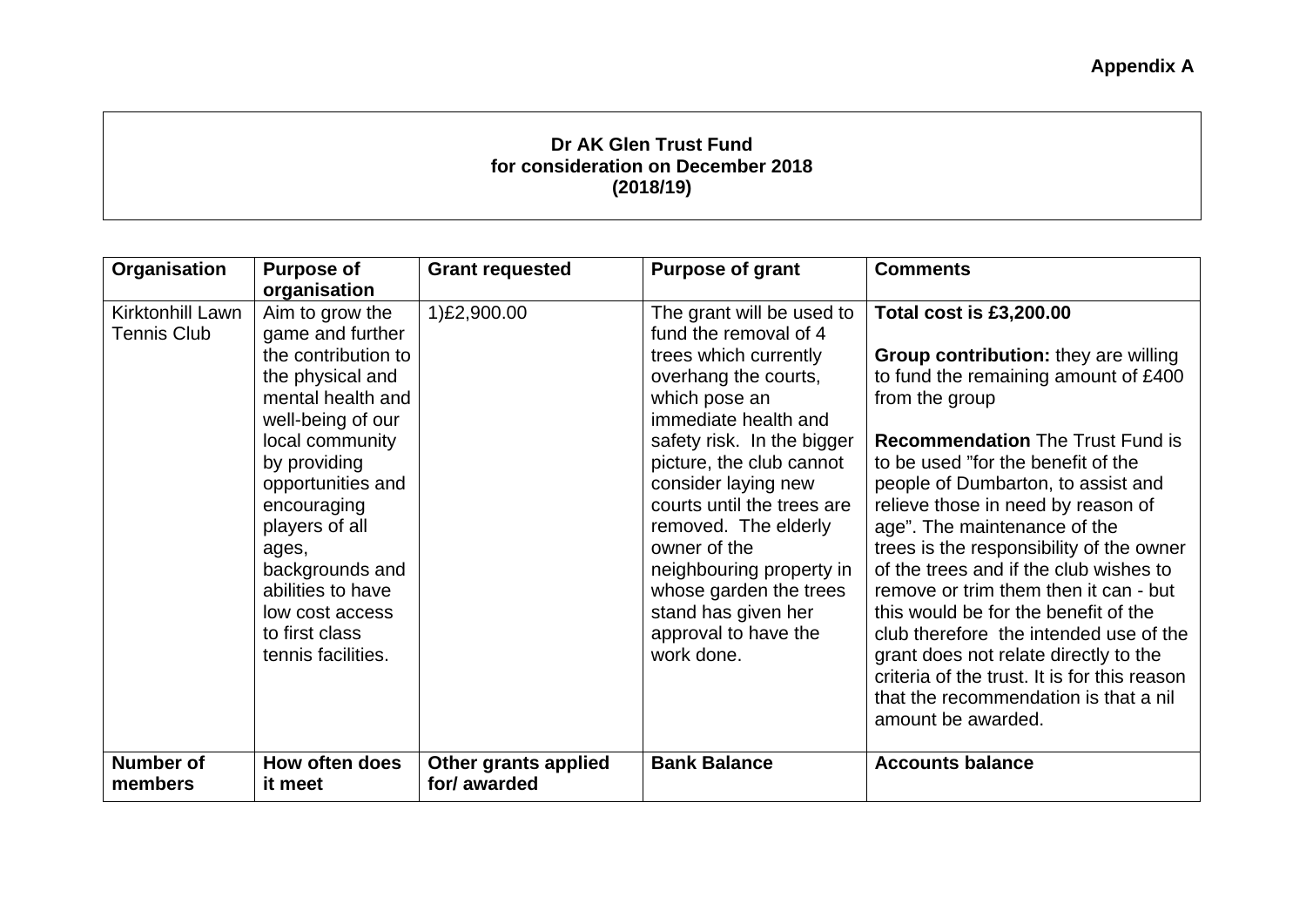**Appendix A**

**Dr AK Glen Trust Fund**
**for consideration on December 2018**
**(2018/19)**

| Organisation | Purpose of organisation | Grant requested | Purpose of grant | Comments |
|---|---|---|---|---|
| Kirktonhill Lawn Tennis Club | Aim to grow the game and further the contribution to the physical and mental health and well-being of our local community by providing opportunities and encouraging players of all ages, backgrounds and abilities to have low cost access to first class tennis facilities. | 1)£2,900.00 | The grant will be used to fund the removal of 4 trees which currently overhang the courts, which pose an immediate health and safety risk. In the bigger picture, the club cannot consider laying new courts until the trees are removed. The elderly owner of the neighbouring property in whose garden the trees stand has given her approval to have the work done. | **Total cost is £3,200.00**<br><br>**Group contribution:** they are willing to fund the remaining amount of £400 from the group<br><br>**Recommendation** The Trust Fund is to be used "for the benefit of the people of Dumbarton, to assist and relieve those in need by reason of age". The maintenance of the trees is the responsibility of the owner of the trees and if the club wishes to remove or trim them then it can - but this would be for the benefit of the club therefore the intended use of the grant does not relate directly to the criteria of the trust. It is for this reason that the recommendation is that a nil amount be awarded. |
| **Number of members** | **How often does it meet** | **Other grants applied for/ awarded** | **Bank Balance** | **Accounts balance** |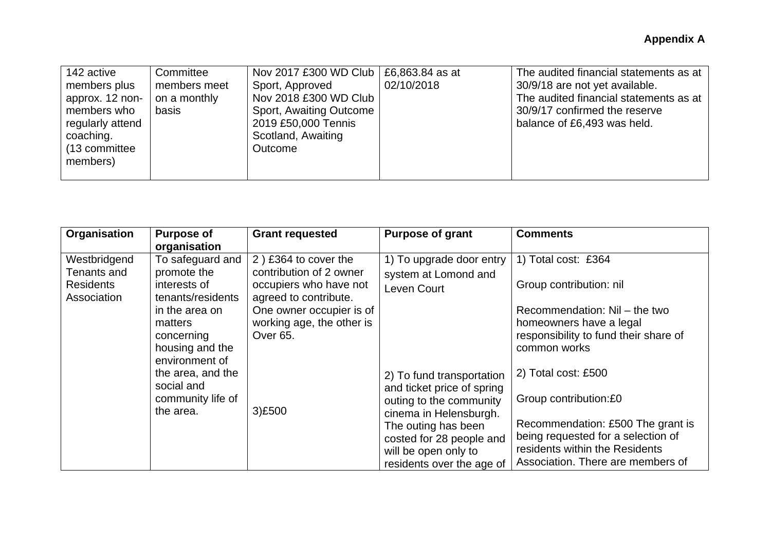**Appendix A**

| | | | | |
|---|---|---|---|---|
| 142 active members plus approx. 12 non-members who regularly attend coaching. (13 committee members) | Committee members meet on a monthly basis | Nov 2017 £300 WD Club Sport, Approved<br>Nov 2018 £300 WD Club Sport, Awaiting Outcome<br>2019 £50,000 Tennis Scotland, Awaiting Outcome | £6,863.84 as at 02/10/2018 | The audited financial statements as at 30/9/18 are not yet available.<br>The audited financial statements as at 30/9/17 confirmed the reserve balance of £6,493 was held. |

| Organisation | Purpose of organisation | Grant requested | Purpose of grant | Comments |
|---|---|---|---|---|
| Westbridgend Tenants and Residents Association | To safeguard and promote the interests of tenants/residents in the area on matters concerning housing and the environment of the area, and the social and community life of the area. | 2 ) £364 to cover the contribution of 2 owner occupiers who have not agreed to contribute. One owner occupier is of working age, the other is Over 65.<br><br>3)£500 | 1) To upgrade door entry system at Lomond and Leven Court<br><br>2) To fund transportation and ticket price of spring outing to the community cinema in Helensburgh. The outing has been costed for 28 people and will be open only to residents over the age of | 1) Total cost: £364<br><br>Group contribution: nil<br><br>Recommendation: Nil – the two homeowners have a legal responsibility to fund their share of common works<br><br>2) Total cost: £500<br><br>Group contribution:£0<br><br>Recommendation: £500 The grant is being requested for a selection of residents within the Residents Association. There are members of |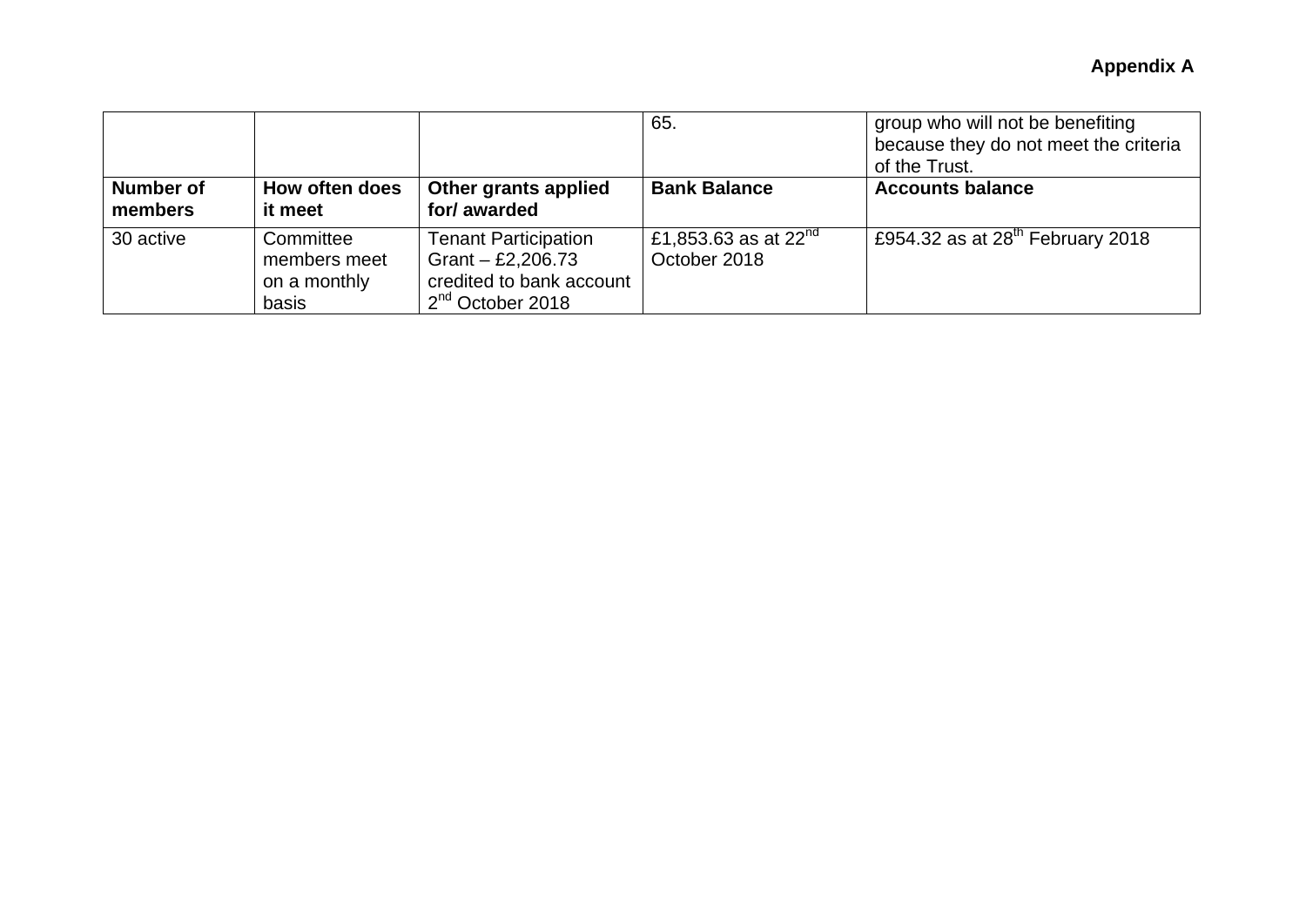**Appendix A**

| | | | | |
|---|---|---|---|---|
| | | | 65. | group who will not be benefiting because they do not meet the criteria of the Trust. |
| **Number of members** | **How often does it meet** | **Other grants applied for/ awarded** | **Bank Balance** | **Accounts balance** |
| 30 active | Committee members meet on a monthly basis | Tenant Participation Grant – £2,206.73 credited to bank account 2nd October 2018 | £1,853.63 as at 22nd October 2018 | £954.32 as at 28th February 2018 |